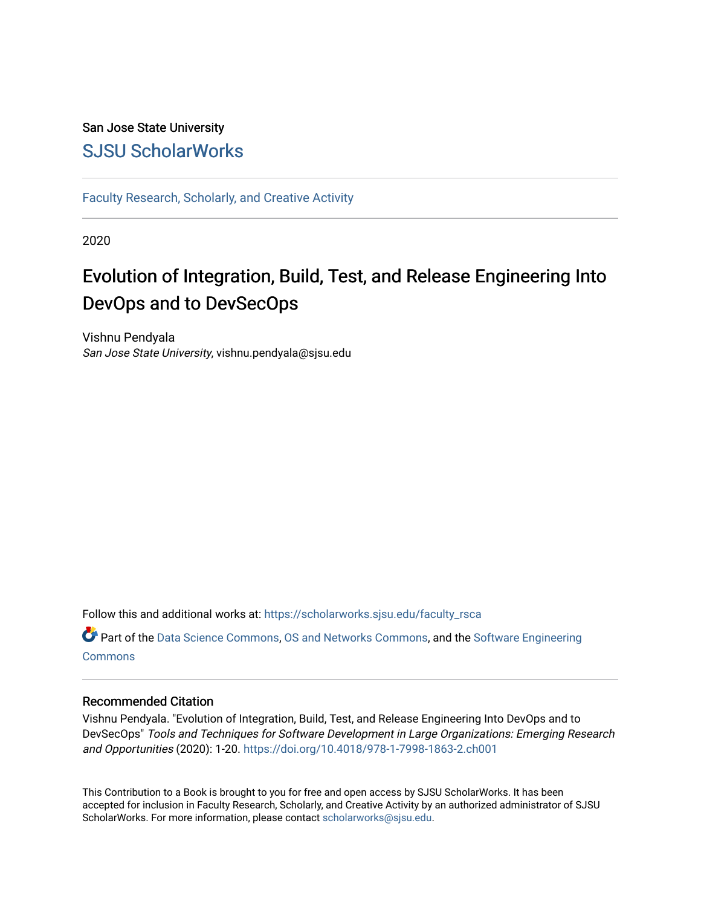San Jose State University

## SJSU ScholarWorks

Faculty Research, Scholarly, and Creative Activity

2020

# Evolution of Integration, Build, Test, and Release Engineering Into DevOps and to DevSecOps

Vishnu Pendyala
*San Jose State University*, vishnu.pendyala@sjsu.edu

Follow this and additional works at: https://scholarworks.sjsu.edu/faculty_rsca

Part of the Data Science Commons, OS and Networks Commons, and the Software Engineering Commons

### Recommended Citation

Vishnu Pendyala. "Evolution of Integration, Build, Test, and Release Engineering Into DevOps and to DevSecOps" *Tools and Techniques for Software Development in Large Organizations: Emerging Research and Opportunities* (2020): 1-20. https://doi.org/10.4018/978-1-7998-1863-2.ch001

This Contribution to a Book is brought to you for free and open access by SJSU ScholarWorks. It has been accepted for inclusion in Faculty Research, Scholarly, and Creative Activity by an authorized administrator of SJSU ScholarWorks. For more information, please contact scholarworks@sjsu.edu.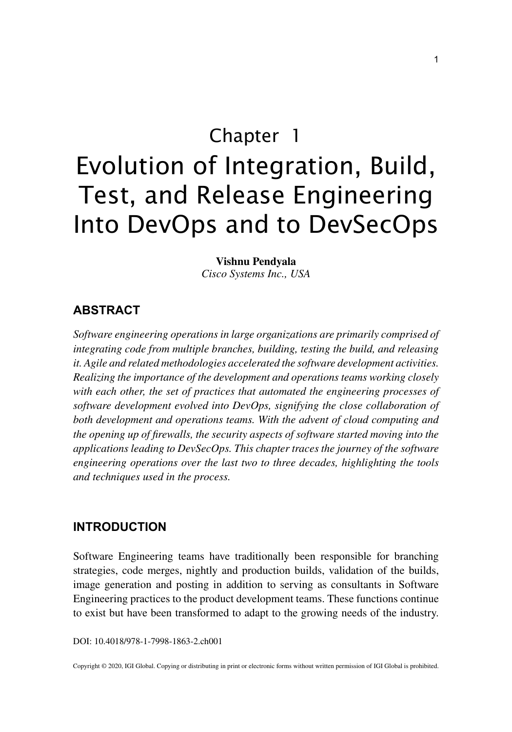# Chapter 1

# Evolution of Integration, Build, Test, and Release Engineering Into DevOps and to DevSecOps

**Vishnu Pendyala**
*Cisco Systems Inc., USA*

## ABSTRACT

*Software engineering operations in large organizations are primarily comprised of integrating code from multiple branches, building, testing the build, and releasing it. Agile and related methodologies accelerated the software development activities. Realizing the importance of the development and operations teams working closely with each other, the set of practices that automated the engineering processes of software development evolved into DevOps, signifying the close collaboration of both development and operations teams. With the advent of cloud computing and the opening up of firewalls, the security aspects of software started moving into the applications leading to DevSecOps. This chapter traces the journey of the software engineering operations over the last two to three decades, highlighting the tools and techniques used in the process.*

## INTRODUCTION

Software Engineering teams have traditionally been responsible for branching strategies, code merges, nightly and production builds, validation of the builds, image generation and posting in addition to serving as consultants in Software Engineering practices to the product development teams. These functions continue to exist but have been transformed to adapt to the growing needs of the industry.

DOI: 10.4018/978-1-7998-1863-2.ch001

Copyright © 2020, IGI Global. Copying or distributing in print or electronic forms without written permission of IGI Global is prohibited.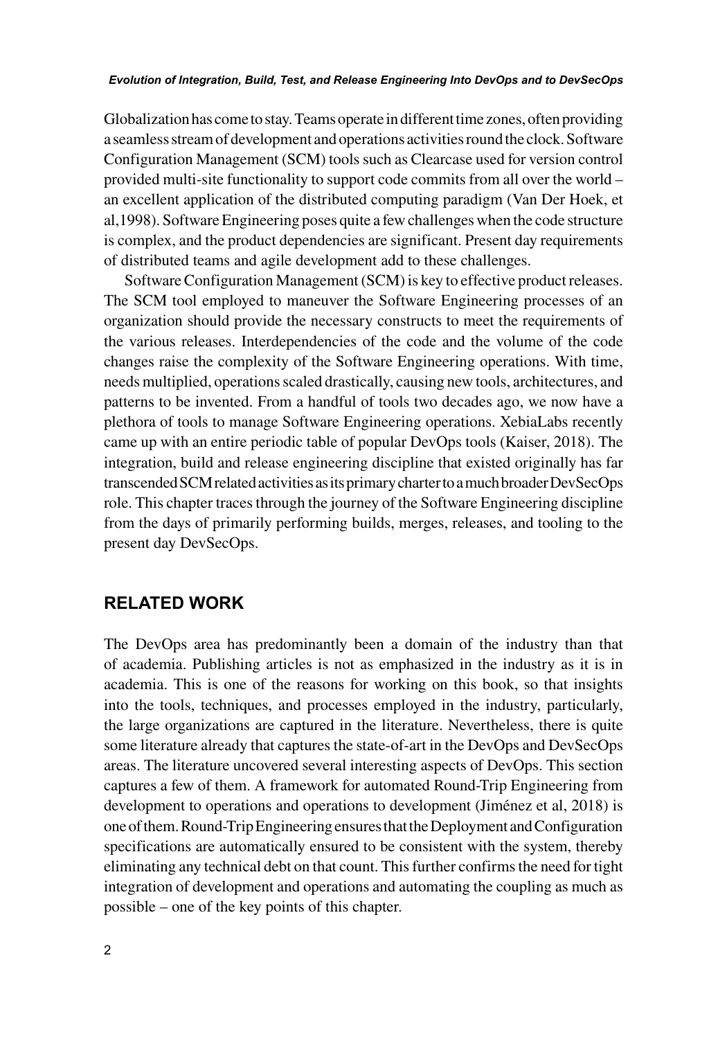Globalization has come to stay. Teams operate in different time zones, often providing a seamless stream of development and operations activities round the clock. Software Configuration Management (SCM) tools such as Clearcase used for version control provided multi-site functionality to support code commits from all over the world – an excellent application of the distributed computing paradigm (Van Der Hoek, et al,1998). Software Engineering poses quite a few challenges when the code structure is complex, and the product dependencies are significant. Present day requirements of distributed teams and agile development add to these challenges.

Software Configuration Management (SCM) is key to effective product releases. The SCM tool employed to maneuver the Software Engineering processes of an organization should provide the necessary constructs to meet the requirements of the various releases. Interdependencies of the code and the volume of the code changes raise the complexity of the Software Engineering operations. With time, needs multiplied, operations scaled drastically, causing new tools, architectures, and patterns to be invented. From a handful of tools two decades ago, we now have a plethora of tools to manage Software Engineering operations. XebiaLabs recently came up with an entire periodic table of popular DevOps tools (Kaiser, 2018). The integration, build and release engineering discipline that existed originally has far transcended SCM related activities as its primary charter to a much broader DevSecOps role. This chapter traces through the journey of the Software Engineering discipline from the days of primarily performing builds, merges, releases, and tooling to the present day DevSecOps.

## RELATED WORK

The DevOps area has predominantly been a domain of the industry than that of academia. Publishing articles is not as emphasized in the industry as it is in academia. This is one of the reasons for working on this book, so that insights into the tools, techniques, and processes employed in the industry, particularly, the large organizations are captured in the literature. Nevertheless, there is quite some literature already that captures the state-of-art in the DevOps and DevSecOps areas. The literature uncovered several interesting aspects of DevOps. This section captures a few of them. A framework for automated Round-Trip Engineering from development to operations and operations to development (Jiménez et al, 2018) is one of them. Round-Trip Engineering ensures that the Deployment and Configuration specifications are automatically ensured to be consistent with the system, thereby eliminating any technical debt on that count. This further confirms the need for tight integration of development and operations and automating the coupling as much as possible – one of the key points of this chapter.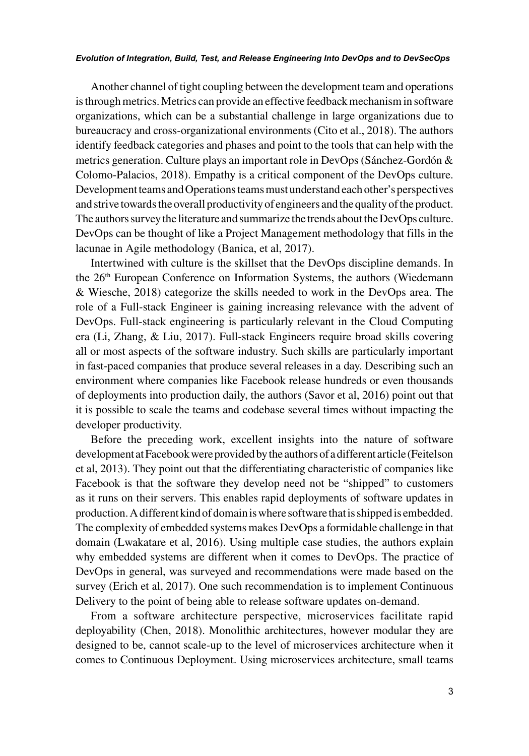Another channel of tight coupling between the development team and operations is through metrics. Metrics can provide an effective feedback mechanism in software organizations, which can be a substantial challenge in large organizations due to bureaucracy and cross-organizational environments (Cito et al., 2018). The authors identify feedback categories and phases and point to the tools that can help with the metrics generation. Culture plays an important role in DevOps (Sánchez-Gordón & Colomo-Palacios, 2018). Empathy is a critical component of the DevOps culture. Development teams and Operations teams must understand each other's perspectives and strive towards the overall productivity of engineers and the quality of the product. The authors survey the literature and summarize the trends about the DevOps culture. DevOps can be thought of like a Project Management methodology that fills in the lacunae in Agile methodology (Banica, et al, 2017).

Intertwined with culture is the skillset that the DevOps discipline demands. In the 26th European Conference on Information Systems, the authors (Wiedemann & Wiesche, 2018) categorize the skills needed to work in the DevOps area. The role of a Full-stack Engineer is gaining increasing relevance with the advent of DevOps. Full-stack engineering is particularly relevant in the Cloud Computing era (Li, Zhang, & Liu, 2017). Full-stack Engineers require broad skills covering all or most aspects of the software industry. Such skills are particularly important in fast-paced companies that produce several releases in a day. Describing such an environment where companies like Facebook release hundreds or even thousands of deployments into production daily, the authors (Savor et al, 2016) point out that it is possible to scale the teams and codebase several times without impacting the developer productivity.

Before the preceding work, excellent insights into the nature of software development at Facebook were provided by the authors of a different article (Feitelson et al, 2013). They point out that the differentiating characteristic of companies like Facebook is that the software they develop need not be "shipped" to customers as it runs on their servers. This enables rapid deployments of software updates in production. A different kind of domain is where software that is shipped is embedded. The complexity of embedded systems makes DevOps a formidable challenge in that domain (Lwakatare et al, 2016). Using multiple case studies, the authors explain why embedded systems are different when it comes to DevOps. The practice of DevOps in general, was surveyed and recommendations were made based on the survey (Erich et al, 2017). One such recommendation is to implement Continuous Delivery to the point of being able to release software updates on-demand.

From a software architecture perspective, microservices facilitate rapid deployability (Chen, 2018). Monolithic architectures, however modular they are designed to be, cannot scale-up to the level of microservices architecture when it comes to Continuous Deployment. Using microservices architecture, small teams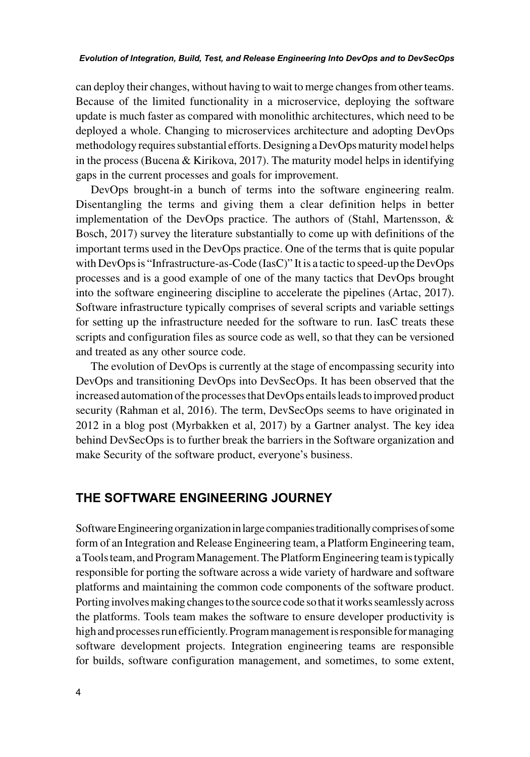can deploy their changes, without having to wait to merge changes from other teams. Because of the limited functionality in a microservice, deploying the software update is much faster as compared with monolithic architectures, which need to be deployed a whole. Changing to microservices architecture and adopting DevOps methodology requires substantial efforts. Designing a DevOps maturity model helps in the process (Bucena & Kirikova, 2017). The maturity model helps in identifying gaps in the current processes and goals for improvement.

DevOps brought-in a bunch of terms into the software engineering realm. Disentangling the terms and giving them a clear definition helps in better implementation of the DevOps practice. The authors of (Stahl, Martensson, & Bosch, 2017) survey the literature substantially to come up with definitions of the important terms used in the DevOps practice. One of the terms that is quite popular with DevOps is "Infrastructure-as-Code (IasC)" It is a tactic to speed-up the DevOps processes and is a good example of one of the many tactics that DevOps brought into the software engineering discipline to accelerate the pipelines (Artac, 2017). Software infrastructure typically comprises of several scripts and variable settings for setting up the infrastructure needed for the software to run. IasC treats these scripts and configuration files as source code as well, so that they can be versioned and treated as any other source code.

The evolution of DevOps is currently at the stage of encompassing security into DevOps and transitioning DevOps into DevSecOps. It has been observed that the increased automation of the processes that DevOps entails leads to improved product security (Rahman et al, 2016). The term, DevSecOps seems to have originated in 2012 in a blog post (Myrbakken et al, 2017) by a Gartner analyst. The key idea behind DevSecOps is to further break the barriers in the Software organization and make Security of the software product, everyone's business.

## THE SOFTWARE ENGINEERING JOURNEY

Software Engineering organization in large companies traditionally comprises of some form of an Integration and Release Engineering team, a Platform Engineering team, a Tools team, and Program Management. The Platform Engineering team is typically responsible for porting the software across a wide variety of hardware and software platforms and maintaining the common code components of the software product. Porting involves making changes to the source code so that it works seamlessly across the platforms. Tools team makes the software to ensure developer productivity is high and processes run efficiently. Program management is responsible for managing software development projects. Integration engineering teams are responsible for builds, software configuration management, and sometimes, to some extent,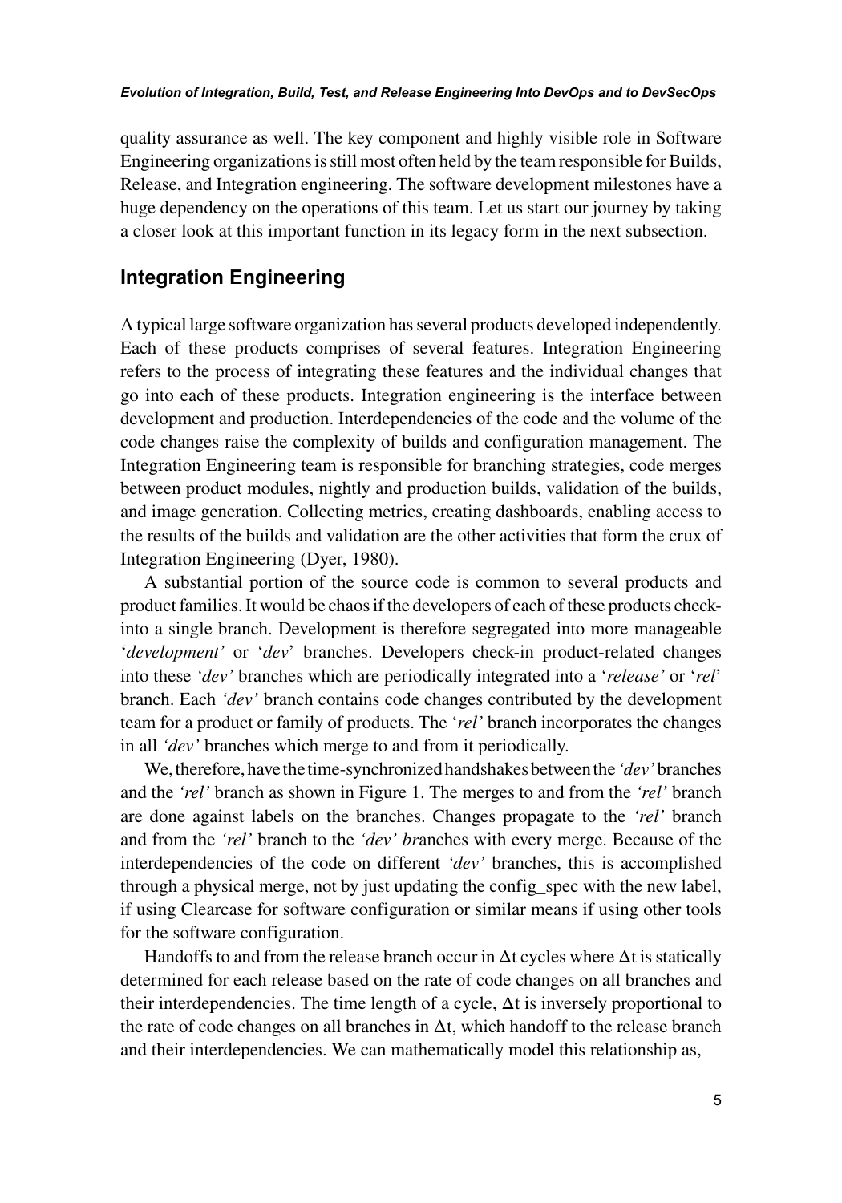quality assurance as well. The key component and highly visible role in Software Engineering organizations is still most often held by the team responsible for Builds, Release, and Integration engineering. The software development milestones have a huge dependency on the operations of this team. Let us start our journey by taking a closer look at this important function in its legacy form in the next subsection.

## Integration Engineering

A typical large software organization has several products developed independently. Each of these products comprises of several features. Integration Engineering refers to the process of integrating these features and the individual changes that go into each of these products. Integration engineering is the interface between development and production. Interdependencies of the code and the volume of the code changes raise the complexity of builds and configuration management. The Integration Engineering team is responsible for branching strategies, code merges between product modules, nightly and production builds, validation of the builds, and image generation. Collecting metrics, creating dashboards, enabling access to the results of the builds and validation are the other activities that form the crux of Integration Engineering (Dyer, 1980).

A substantial portion of the source code is common to several products and product families. It would be chaos if the developers of each of these products check-into a single branch. Development is therefore segregated into more manageable '*development'* or '*dev*' branches. Developers check-in product-related changes into these *'dev'* branches which are periodically integrated into a '*release'* or '*rel*' branch. Each *'dev'* branch contains code changes contributed by the development team for a product or family of products. The '*rel'* branch incorporates the changes in all *'dev'* branches which merge to and from it periodically.

We, therefore, have the time-synchronized handshakes between the *'dev'* branches and the *'rel'* branch as shown in Figure 1. The merges to and from the *'rel'* branch are done against labels on the branches. Changes propagate to the *'rel'* branch and from the *'rel'* branch to the *'dev' br*anches with every merge. Because of the interdependencies of the code on different *'dev'* branches, this is accomplished through a physical merge, not by just updating the config_spec with the new label, if using Clearcase for software configuration or similar means if using other tools for the software configuration.

Handoffs to and from the release branch occur in $\Delta t$ cycles where $\Delta t$ is statically determined for each release based on the rate of code changes on all branches and their interdependencies. The time length of a cycle, $\Delta t$ is inversely proportional to the rate of code changes on all branches in $\Delta t$, which handoff to the release branch and their interdependencies. We can mathematically model this relationship as,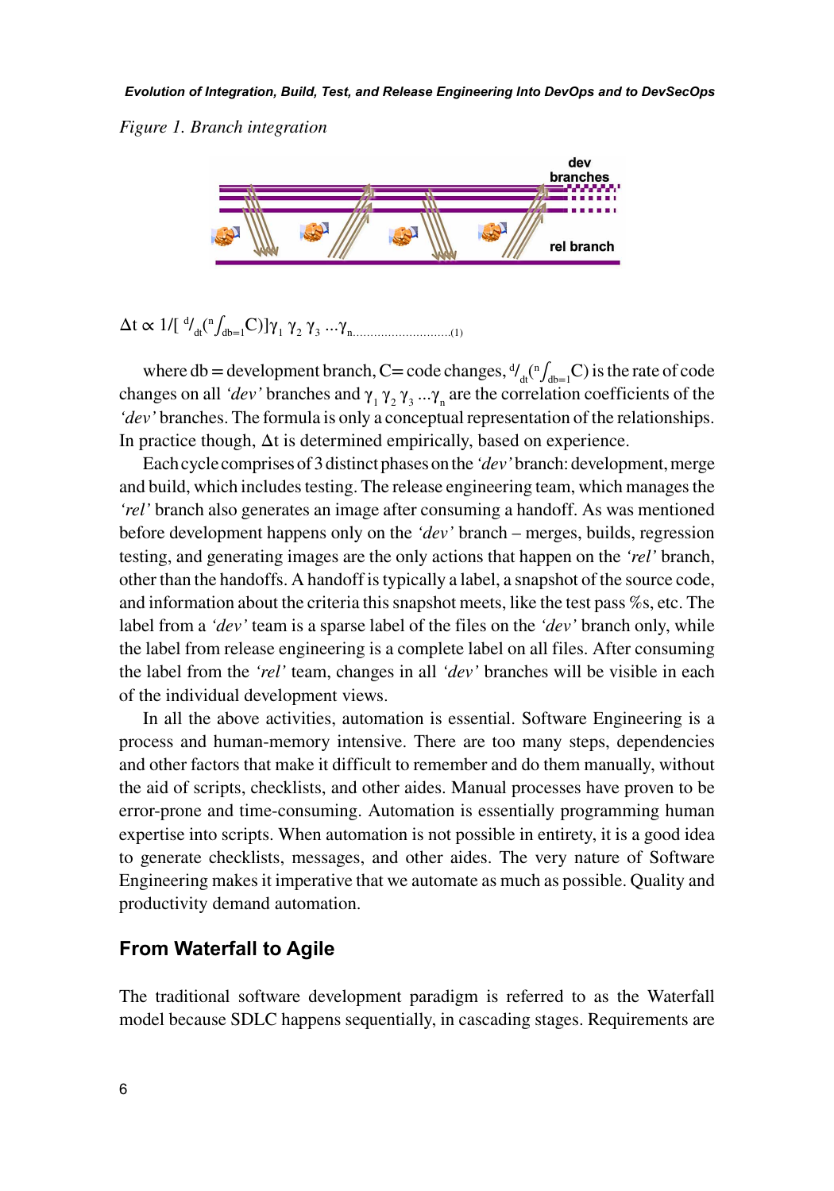*Figure 1. Branch integration*

$$\Delta t \propto 1/[\ {}^{d}/_{dt}({}^{n}\textstyle\int_{db=1}C)]\gamma_1\ \gamma_2\ \gamma_3\ ...\gamma_n \qquad (1)$$

where db = development branch, C= code changes, ${}^{d}/_{dt}({}^{n}\int_{db=1}C)$ is the rate of code changes on all *'dev'* branches and $\gamma_1\ \gamma_2\ \gamma_3\ ...\gamma_n$ are the correlation coefficients of the *'dev'* branches. The formula is only a conceptual representation of the relationships. In practice though, $\Delta t$ is determined empirically, based on experience.

Each cycle comprises of 3 distinct phases on the *'dev'* branch: development, merge and build, which includes testing. The release engineering team, which manages the *'rel'* branch also generates an image after consuming a handoff. As was mentioned before development happens only on the *'dev'* branch – merges, builds, regression testing, and generating images are the only actions that happen on the *'rel'* branch, other than the handoffs. A handoff is typically a label, a snapshot of the source code, and information about the criteria this snapshot meets, like the test pass %s, etc. The label from a *'dev'* team is a sparse label of the files on the *'dev'* branch only, while the label from release engineering is a complete label on all files. After consuming the label from the *'rel'* team, changes in all *'dev'* branches will be visible in each of the individual development views.

In all the above activities, automation is essential. Software Engineering is a process and human-memory intensive. There are too many steps, dependencies and other factors that make it difficult to remember and do them manually, without the aid of scripts, checklists, and other aides. Manual processes have proven to be error-prone and time-consuming. Automation is essentially programming human expertise into scripts. When automation is not possible in entirety, it is a good idea to generate checklists, messages, and other aides. The very nature of Software Engineering makes it imperative that we automate as much as possible. Quality and productivity demand automation.

## From Waterfall to Agile

The traditional software development paradigm is referred to as the Waterfall model because SDLC happens sequentially, in cascading stages. Requirements are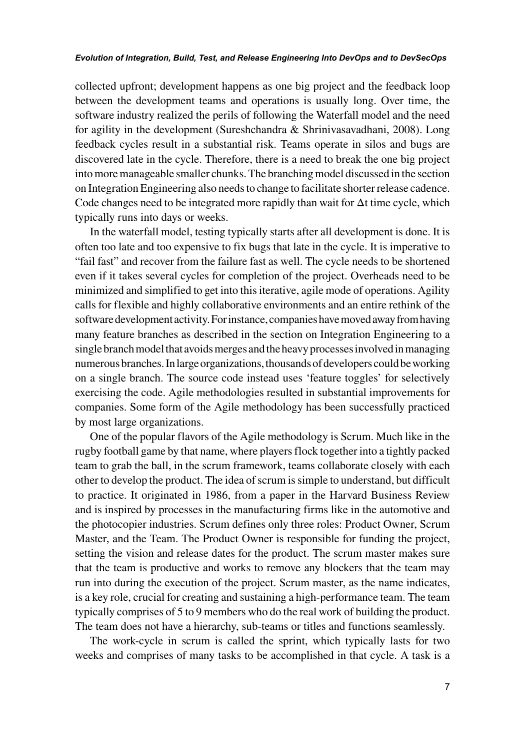collected upfront; development happens as one big project and the feedback loop between the development teams and operations is usually long. Over time, the software industry realized the perils of following the Waterfall model and the need for agility in the development (Sureshchandra & Shrinivasavadhani, 2008). Long feedback cycles result in a substantial risk. Teams operate in silos and bugs are discovered late in the cycle. Therefore, there is a need to break the one big project into more manageable smaller chunks. The branching model discussed in the section on Integration Engineering also needs to change to facilitate shorter release cadence. Code changes need to be integrated more rapidly than wait for $\Delta t$ time cycle, which typically runs into days or weeks.

In the waterfall model, testing typically starts after all development is done. It is often too late and too expensive to fix bugs that late in the cycle. It is imperative to "fail fast" and recover from the failure fast as well. The cycle needs to be shortened even if it takes several cycles for completion of the project. Overheads need to be minimized and simplified to get into this iterative, agile mode of operations. Agility calls for flexible and highly collaborative environments and an entire rethink of the software development activity. For instance, companies have moved away from having many feature branches as described in the section on Integration Engineering to a single branch model that avoids merges and the heavy processes involved in managing numerous branches. In large organizations, thousands of developers could be working on a single branch. The source code instead uses 'feature toggles' for selectively exercising the code. Agile methodologies resulted in substantial improvements for companies. Some form of the Agile methodology has been successfully practiced by most large organizations.

One of the popular flavors of the Agile methodology is Scrum. Much like in the rugby football game by that name, where players flock together into a tightly packed team to grab the ball, in the scrum framework, teams collaborate closely with each other to develop the product. The idea of scrum is simple to understand, but difficult to practice. It originated in 1986, from a paper in the Harvard Business Review and is inspired by processes in the manufacturing firms like in the automotive and the photocopier industries. Scrum defines only three roles: Product Owner, Scrum Master, and the Team. The Product Owner is responsible for funding the project, setting the vision and release dates for the product. The scrum master makes sure that the team is productive and works to remove any blockers that the team may run into during the execution of the project. Scrum master, as the name indicates, is a key role, crucial for creating and sustaining a high-performance team. The team typically comprises of 5 to 9 members who do the real work of building the product. The team does not have a hierarchy, sub-teams or titles and functions seamlessly.

The work-cycle in scrum is called the sprint, which typically lasts for two weeks and comprises of many tasks to be accomplished in that cycle. A task is a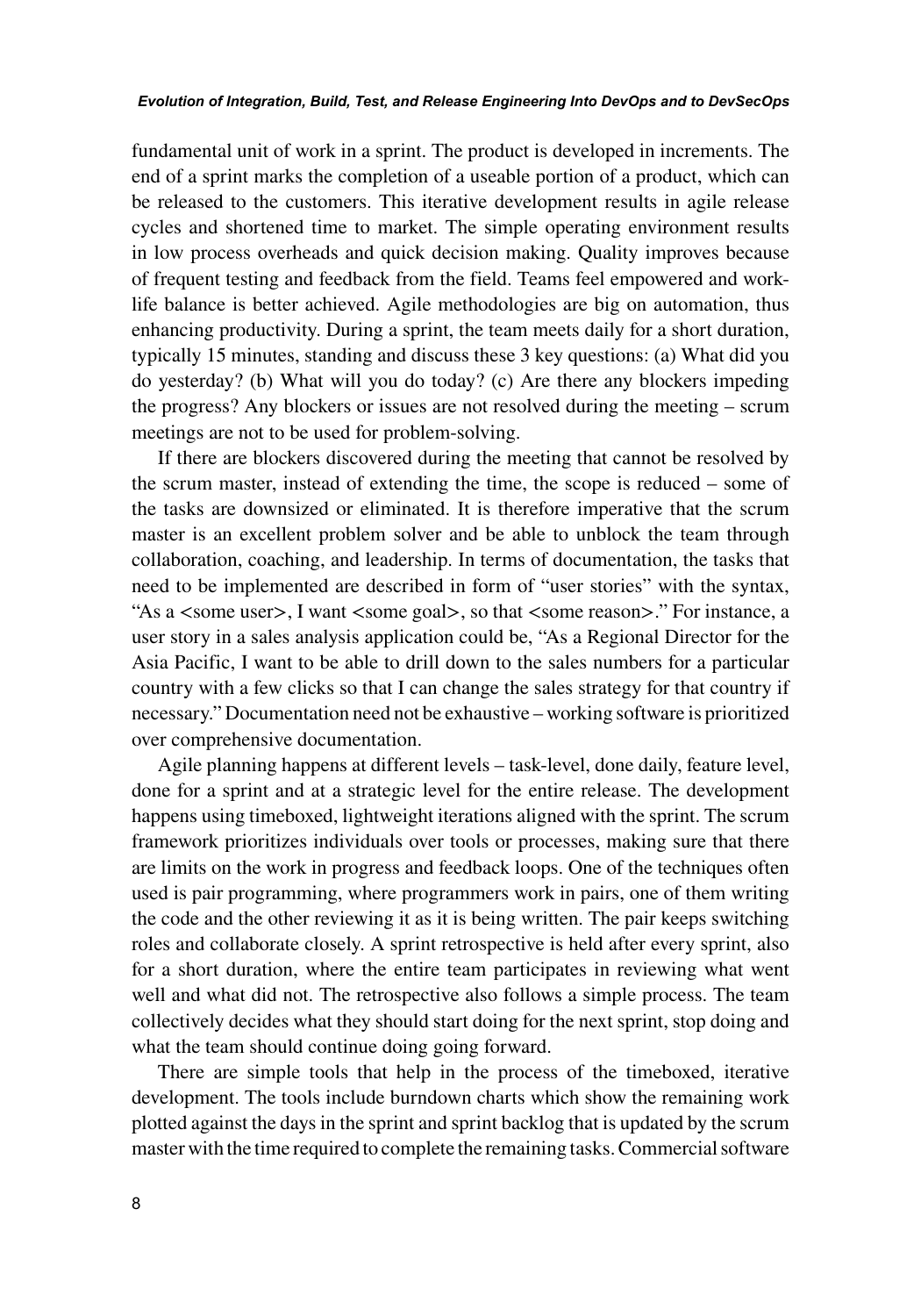fundamental unit of work in a sprint. The product is developed in increments. The end of a sprint marks the completion of a useable portion of a product, which can be released to the customers. This iterative development results in agile release cycles and shortened time to market. The simple operating environment results in low process overheads and quick decision making. Quality improves because of frequent testing and feedback from the field. Teams feel empowered and work-life balance is better achieved. Agile methodologies are big on automation, thus enhancing productivity. During a sprint, the team meets daily for a short duration, typically 15 minutes, standing and discuss these 3 key questions: (a) What did you do yesterday? (b) What will you do today? (c) Are there any blockers impeding the progress? Any blockers or issues are not resolved during the meeting – scrum meetings are not to be used for problem-solving.

If there are blockers discovered during the meeting that cannot be resolved by the scrum master, instead of extending the time, the scope is reduced – some of the tasks are downsized or eliminated. It is therefore imperative that the scrum master is an excellent problem solver and be able to unblock the team through collaboration, coaching, and leadership. In terms of documentation, the tasks that need to be implemented are described in form of "user stories" with the syntax, "As a <some user>, I want <some goal>, so that <some reason>." For instance, a user story in a sales analysis application could be, "As a Regional Director for the Asia Pacific, I want to be able to drill down to the sales numbers for a particular country with a few clicks so that I can change the sales strategy for that country if necessary." Documentation need not be exhaustive – working software is prioritized over comprehensive documentation.

Agile planning happens at different levels – task-level, done daily, feature level, done for a sprint and at a strategic level for the entire release. The development happens using timeboxed, lightweight iterations aligned with the sprint. The scrum framework prioritizes individuals over tools or processes, making sure that there are limits on the work in progress and feedback loops. One of the techniques often used is pair programming, where programmers work in pairs, one of them writing the code and the other reviewing it as it is being written. The pair keeps switching roles and collaborate closely. A sprint retrospective is held after every sprint, also for a short duration, where the entire team participates in reviewing what went well and what did not. The retrospective also follows a simple process. The team collectively decides what they should start doing for the next sprint, stop doing and what the team should continue doing going forward.

There are simple tools that help in the process of the timeboxed, iterative development. The tools include burndown charts which show the remaining work plotted against the days in the sprint and sprint backlog that is updated by the scrum master with the time required to complete the remaining tasks. Commercial software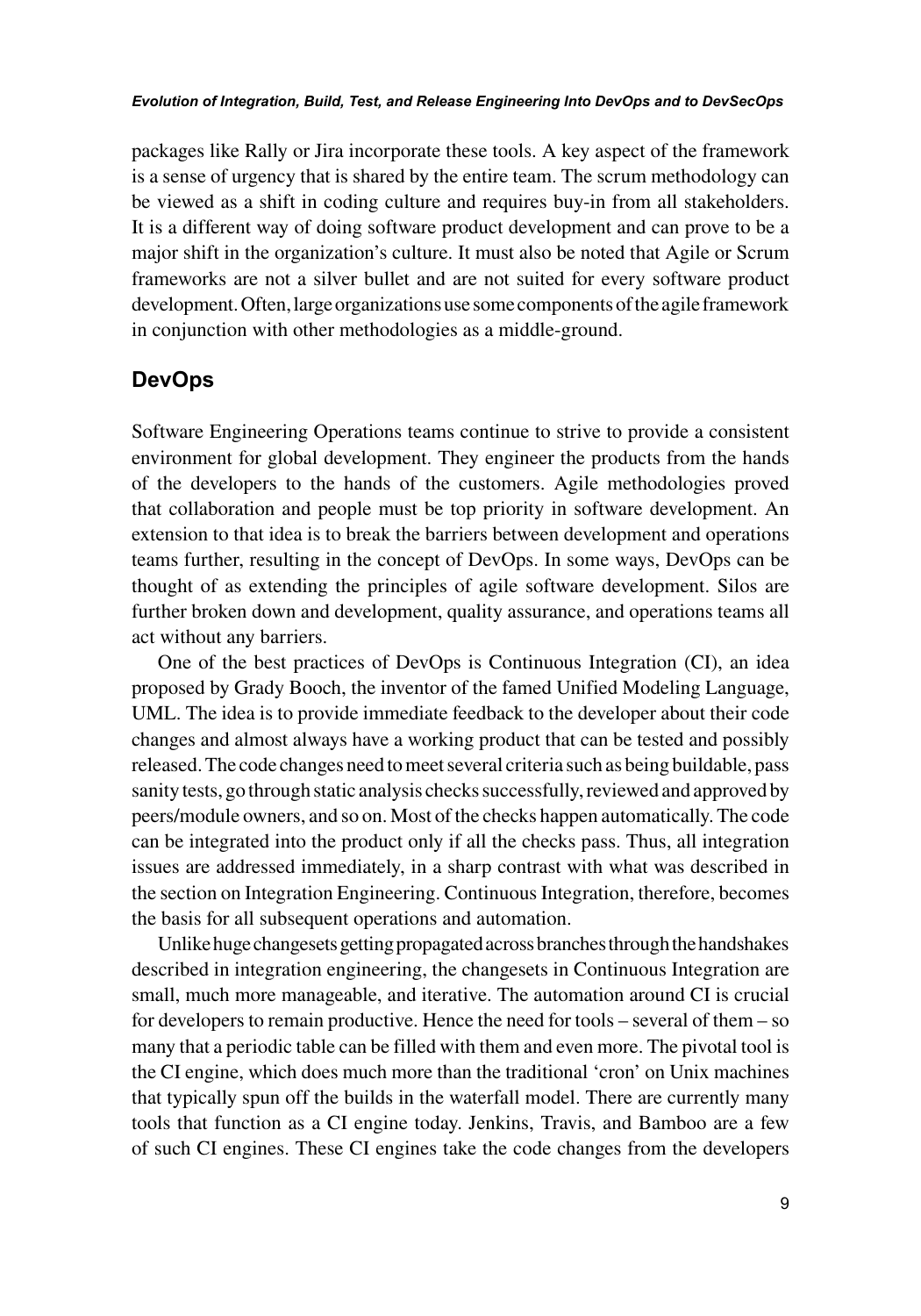packages like Rally or Jira incorporate these tools. A key aspect of the framework is a sense of urgency that is shared by the entire team. The scrum methodology can be viewed as a shift in coding culture and requires buy-in from all stakeholders. It is a different way of doing software product development and can prove to be a major shift in the organization's culture. It must also be noted that Agile or Scrum frameworks are not a silver bullet and are not suited for every software product development. Often, large organizations use some components of the agile framework in conjunction with other methodologies as a middle-ground.

## DevOps

Software Engineering Operations teams continue to strive to provide a consistent environment for global development. They engineer the products from the hands of the developers to the hands of the customers. Agile methodologies proved that collaboration and people must be top priority in software development. An extension to that idea is to break the barriers between development and operations teams further, resulting in the concept of DevOps. In some ways, DevOps can be thought of as extending the principles of agile software development. Silos are further broken down and development, quality assurance, and operations teams all act without any barriers.

One of the best practices of DevOps is Continuous Integration (CI), an idea proposed by Grady Booch, the inventor of the famed Unified Modeling Language, UML. The idea is to provide immediate feedback to the developer about their code changes and almost always have a working product that can be tested and possibly released. The code changes need to meet several criteria such as being buildable, pass sanity tests, go through static analysis checks successfully, reviewed and approved by peers/module owners, and so on. Most of the checks happen automatically. The code can be integrated into the product only if all the checks pass. Thus, all integration issues are addressed immediately, in a sharp contrast with what was described in the section on Integration Engineering. Continuous Integration, therefore, becomes the basis for all subsequent operations and automation.

Unlike huge changesets getting propagated across branches through the handshakes described in integration engineering, the changesets in Continuous Integration are small, much more manageable, and iterative. The automation around CI is crucial for developers to remain productive. Hence the need for tools – several of them – so many that a periodic table can be filled with them and even more. The pivotal tool is the CI engine, which does much more than the traditional 'cron' on Unix machines that typically spun off the builds in the waterfall model. There are currently many tools that function as a CI engine today. Jenkins, Travis, and Bamboo are a few of such CI engines. These CI engines take the code changes from the developers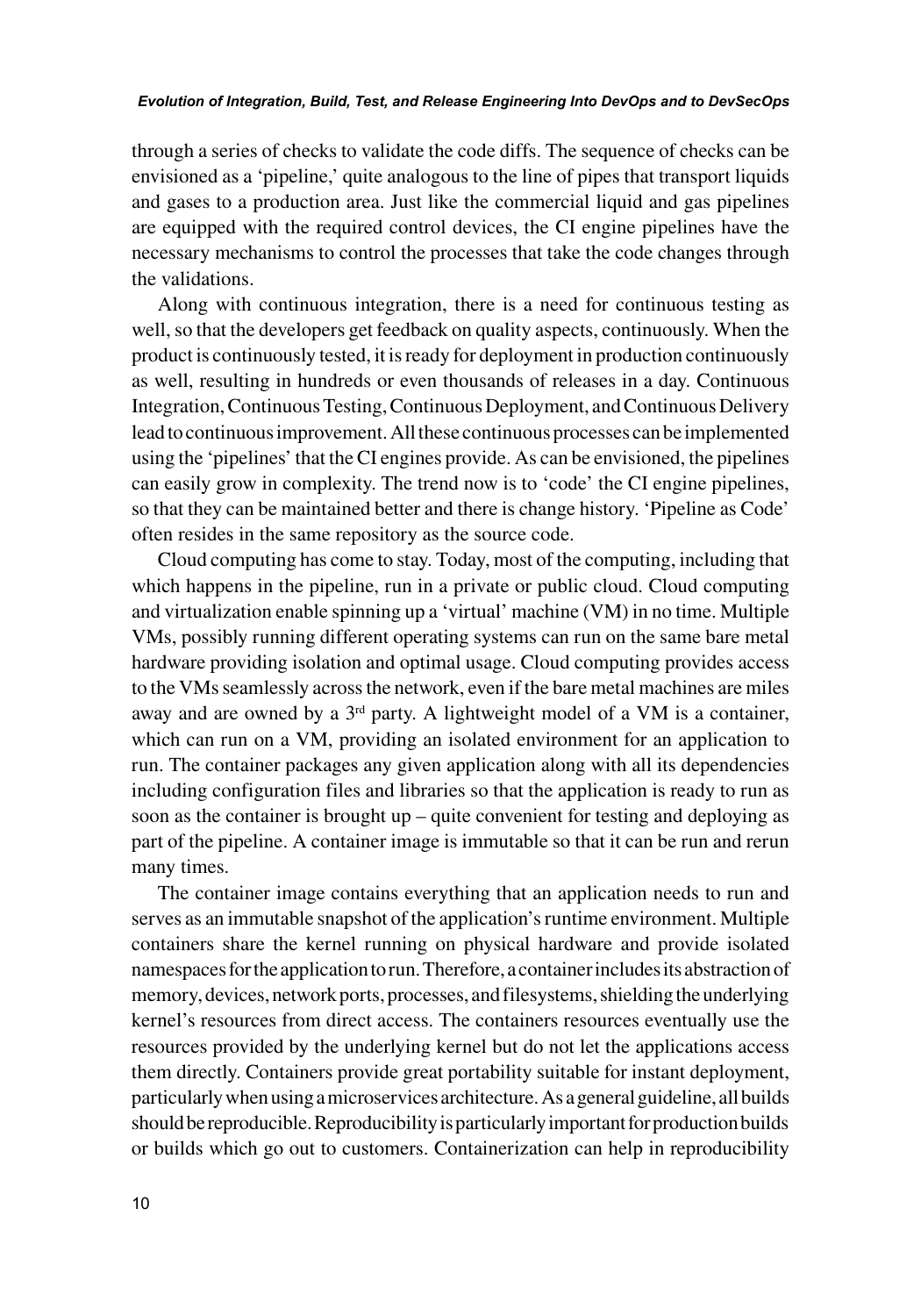through a series of checks to validate the code diffs. The sequence of checks can be envisioned as a 'pipeline,' quite analogous to the line of pipes that transport liquids and gases to a production area. Just like the commercial liquid and gas pipelines are equipped with the required control devices, the CI engine pipelines have the necessary mechanisms to control the processes that take the code changes through the validations.

Along with continuous integration, there is a need for continuous testing as well, so that the developers get feedback on quality aspects, continuously. When the product is continuously tested, it is ready for deployment in production continuously as well, resulting in hundreds or even thousands of releases in a day. Continuous Integration, Continuous Testing, Continuous Deployment, and Continuous Delivery lead to continuous improvement. All these continuous processes can be implemented using the 'pipelines' that the CI engines provide. As can be envisioned, the pipelines can easily grow in complexity. The trend now is to 'code' the CI engine pipelines, so that they can be maintained better and there is change history. 'Pipeline as Code' often resides in the same repository as the source code.

Cloud computing has come to stay. Today, most of the computing, including that which happens in the pipeline, run in a private or public cloud. Cloud computing and virtualization enable spinning up a 'virtual' machine (VM) in no time. Multiple VMs, possibly running different operating systems can run on the same bare metal hardware providing isolation and optimal usage. Cloud computing provides access to the VMs seamlessly across the network, even if the bare metal machines are miles away and are owned by a 3rd party. A lightweight model of a VM is a container, which can run on a VM, providing an isolated environment for an application to run. The container packages any given application along with all its dependencies including configuration files and libraries so that the application is ready to run as soon as the container is brought up – quite convenient for testing and deploying as part of the pipeline. A container image is immutable so that it can be run and rerun many times.

The container image contains everything that an application needs to run and serves as an immutable snapshot of the application's runtime environment. Multiple containers share the kernel running on physical hardware and provide isolated namespaces for the application to run. Therefore, a container includes its abstraction of memory, devices, network ports, processes, and filesystems, shielding the underlying kernel's resources from direct access. The containers resources eventually use the resources provided by the underlying kernel but do not let the applications access them directly. Containers provide great portability suitable for instant deployment, particularly when using a microservices architecture. As a general guideline, all builds should be reproducible. Reproducibility is particularly important for production builds or builds which go out to customers. Containerization can help in reproducibility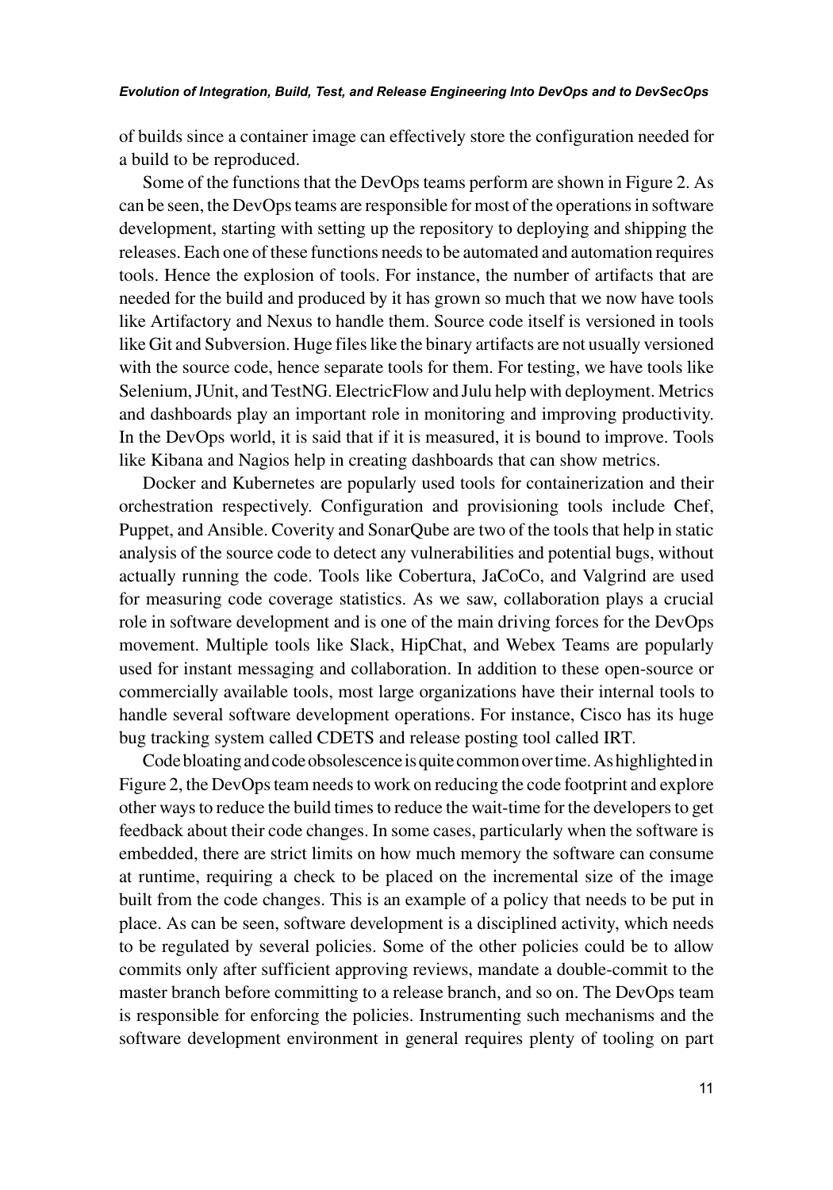of builds since a container image can effectively store the configuration needed for a build to be reproduced.

Some of the functions that the DevOps teams perform are shown in Figure 2. As can be seen, the DevOps teams are responsible for most of the operations in software development, starting with setting up the repository to deploying and shipping the releases. Each one of these functions needs to be automated and automation requires tools. Hence the explosion of tools. For instance, the number of artifacts that are needed for the build and produced by it has grown so much that we now have tools like Artifactory and Nexus to handle them. Source code itself is versioned in tools like Git and Subversion. Huge files like the binary artifacts are not usually versioned with the source code, hence separate tools for them. For testing, we have tools like Selenium, JUnit, and TestNG. ElectricFlow and Julu help with deployment. Metrics and dashboards play an important role in monitoring and improving productivity. In the DevOps world, it is said that if it is measured, it is bound to improve. Tools like Kibana and Nagios help in creating dashboards that can show metrics.

Docker and Kubernetes are popularly used tools for containerization and their orchestration respectively. Configuration and provisioning tools include Chef, Puppet, and Ansible. Coverity and SonarQube are two of the tools that help in static analysis of the source code to detect any vulnerabilities and potential bugs, without actually running the code. Tools like Cobertura, JaCoCo, and Valgrind are used for measuring code coverage statistics. As we saw, collaboration plays a crucial role in software development and is one of the main driving forces for the DevOps movement. Multiple tools like Slack, HipChat, and Webex Teams are popularly used for instant messaging and collaboration. In addition to these open-source or commercially available tools, most large organizations have their internal tools to handle several software development operations. For instance, Cisco has its huge bug tracking system called CDETS and release posting tool called IRT.

Code bloating and code obsolescence is quite common over time. As highlighted in Figure 2, the DevOps team needs to work on reducing the code footprint and explore other ways to reduce the build times to reduce the wait-time for the developers to get feedback about their code changes. In some cases, particularly when the software is embedded, there are strict limits on how much memory the software can consume at runtime, requiring a check to be placed on the incremental size of the image built from the code changes. This is an example of a policy that needs to be put in place. As can be seen, software development is a disciplined activity, which needs to be regulated by several policies. Some of the other policies could be to allow commits only after sufficient approving reviews, mandate a double-commit to the master branch before committing to a release branch, and so on. The DevOps team is responsible for enforcing the policies. Instrumenting such mechanisms and the software development environment in general requires plenty of tooling on part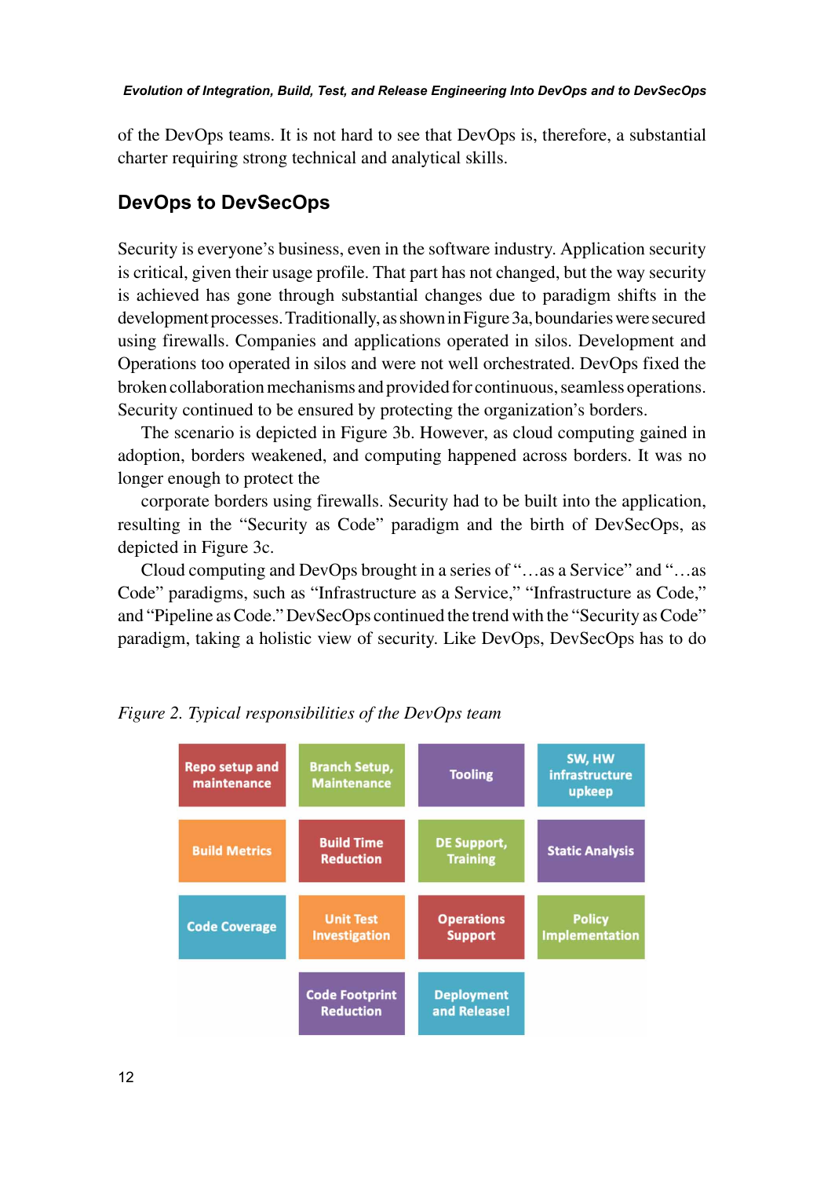of the DevOps teams. It is not hard to see that DevOps is, therefore, a substantial charter requiring strong technical and analytical skills.

## DevOps to DevSecOps

Security is everyone's business, even in the software industry. Application security is critical, given their usage profile. That part has not changed, but the way security is achieved has gone through substantial changes due to paradigm shifts in the development processes. Traditionally, as shown in Figure 3a, boundaries were secured using firewalls. Companies and applications operated in silos. Development and Operations too operated in silos and were not well orchestrated. DevOps fixed the broken collaboration mechanisms and provided for continuous, seamless operations. Security continued to be ensured by protecting the organization's borders.

The scenario is depicted in Figure 3b. However, as cloud computing gained in adoption, borders weakened, and computing happened across borders. It was no longer enough to protect the

corporate borders using firewalls. Security had to be built into the application, resulting in the "Security as Code" paradigm and the birth of DevSecOps, as depicted in Figure 3c.

Cloud computing and DevOps brought in a series of "…as a Service" and "…as Code" paradigms, such as "Infrastructure as a Service," "Infrastructure as Code," and "Pipeline as Code." DevSecOps continued the trend with the "Security as Code" paradigm, taking a holistic view of security. Like DevOps, DevSecOps has to do

*Figure 2. Typical responsibilities of the DevOps team*

| | | | |
|---|---|---|---|
| Repo setup and maintenance | Branch Setup, Maintenance | Tooling | SW, HW infrastructure upkeep |
| Build Metrics | Build Time Reduction | DE Support, Training | Static Analysis |
| Code Coverage | Unit Test Investigation | Operations Support | Policy Implementation |
| | Code Footprint Reduction | Deployment and Release! | |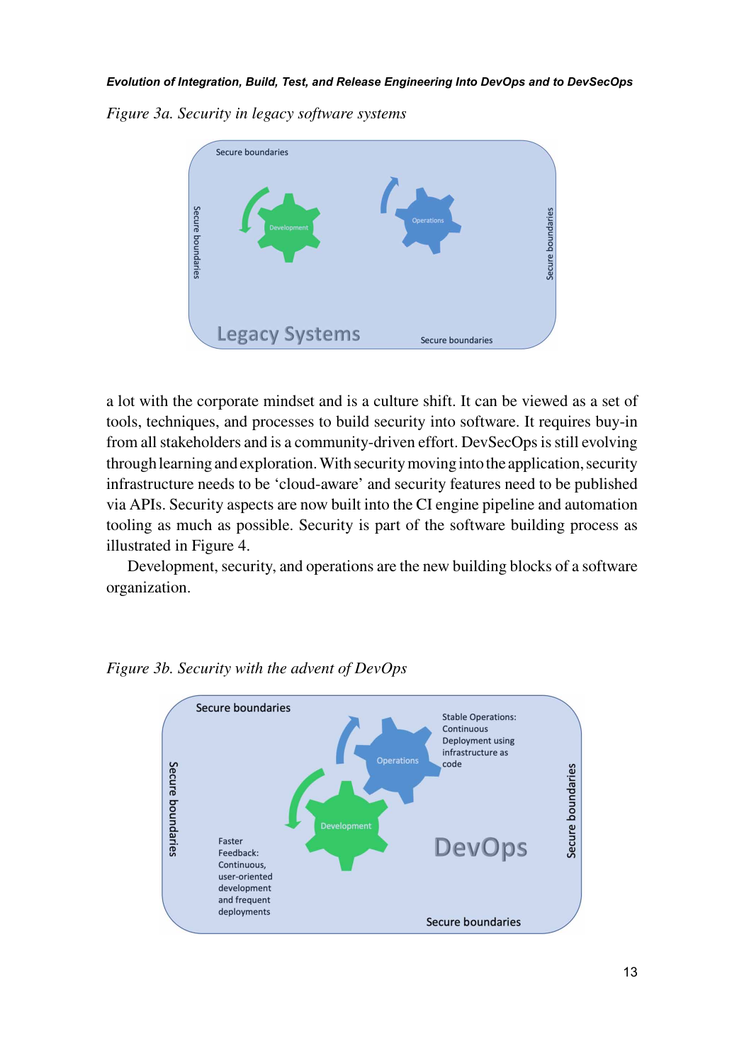*Figure 3a. Security in legacy software systems*

a lot with the corporate mindset and is a culture shift. It can be viewed as a set of tools, techniques, and processes to build security into software. It requires buy-in from all stakeholders and is a community-driven effort. DevSecOps is still evolving through learning and exploration. With security moving into the application, security infrastructure needs to be 'cloud-aware' and security features need to be published via APIs. Security aspects are now built into the CI engine pipeline and automation tooling as much as possible. Security is part of the software building process as illustrated in Figure 4.

Development, security, and operations are the new building blocks of a software organization.

*Figure 3b. Security with the advent of DevOps*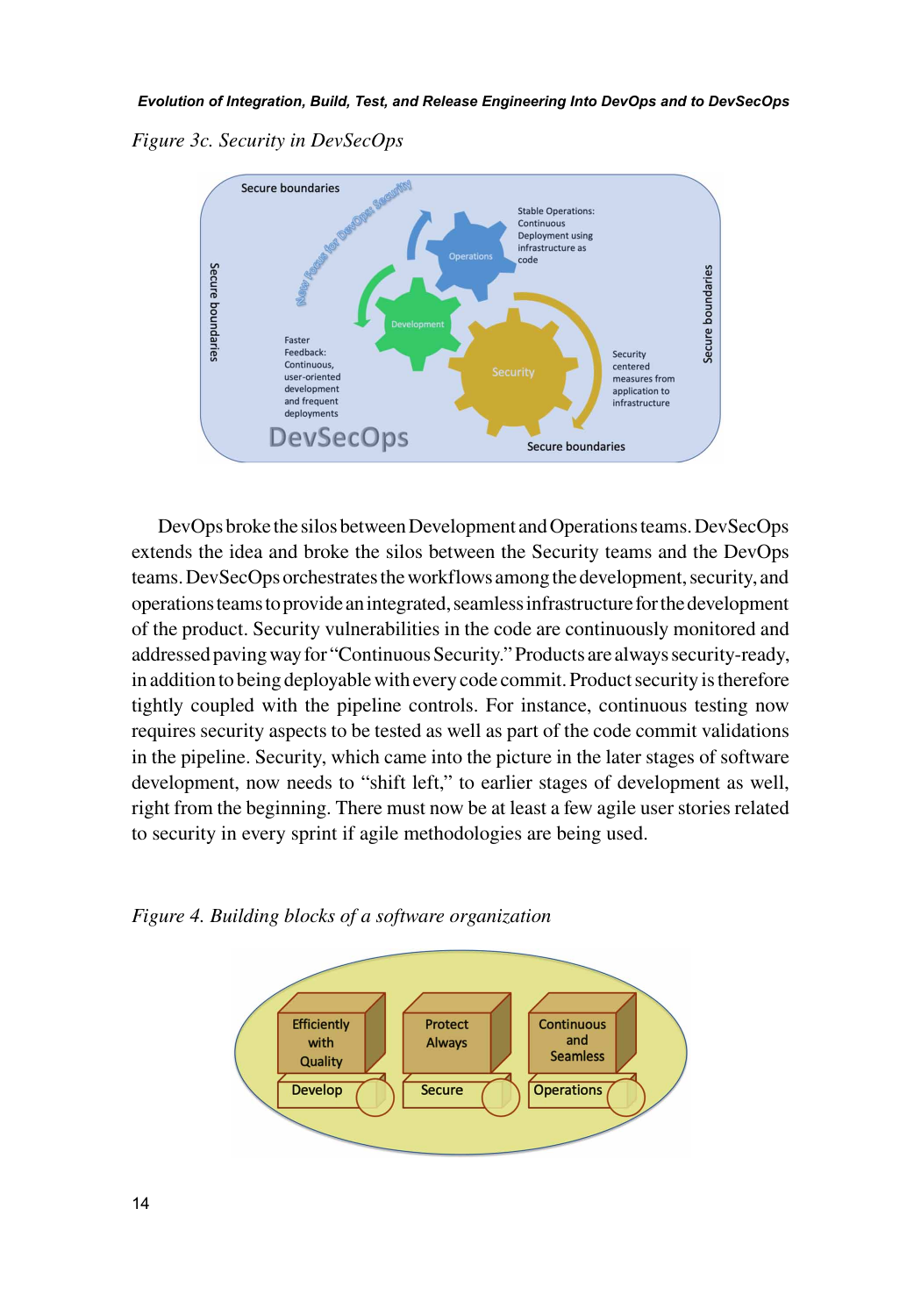*Figure 3c. Security in DevSecOps*

DevOps broke the silos between Development and Operations teams. DevSecOps extends the idea and broke the silos between the Security teams and the DevOps teams. DevSecOps orchestrates the workflows among the development, security, and operations teams to provide an integrated, seamless infrastructure for the development of the product. Security vulnerabilities in the code are continuously monitored and addressed paving way for "Continuous Security." Products are always security-ready, in addition to being deployable with every code commit. Product security is therefore tightly coupled with the pipeline controls. For instance, continuous testing now requires security aspects to be tested as well as part of the code commit validations in the pipeline. Security, which came into the picture in the later stages of software development, now needs to "shift left," to earlier stages of development as well, right from the beginning. There must now be at least a few agile user stories related to security in every sprint if agile methodologies are being used.

*Figure 4. Building blocks of a software organization*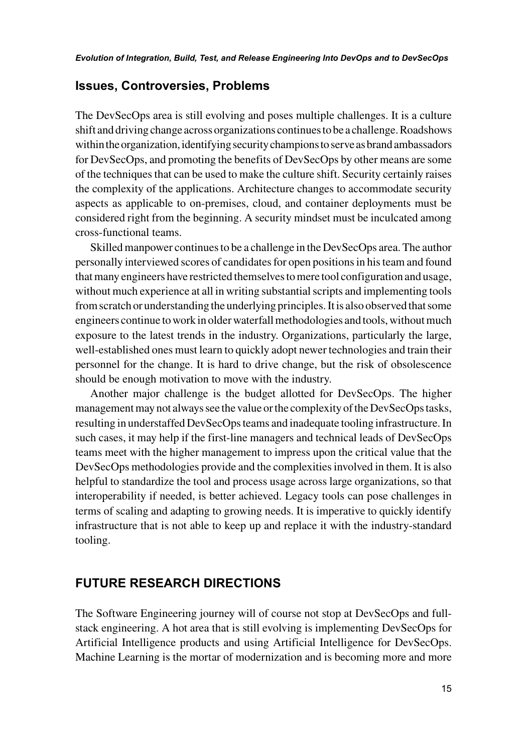## Issues, Controversies, Problems

The DevSecOps area is still evolving and poses multiple challenges. It is a culture shift and driving change across organizations continues to be a challenge. Roadshows within the organization, identifying security champions to serve as brand ambassadors for DevSecOps, and promoting the benefits of DevSecOps by other means are some of the techniques that can be used to make the culture shift. Security certainly raises the complexity of the applications. Architecture changes to accommodate security aspects as applicable to on-premises, cloud, and container deployments must be considered right from the beginning. A security mindset must be inculcated among cross-functional teams.

Skilled manpower continues to be a challenge in the DevSecOps area. The author personally interviewed scores of candidates for open positions in his team and found that many engineers have restricted themselves to mere tool configuration and usage, without much experience at all in writing substantial scripts and implementing tools from scratch or understanding the underlying principles. It is also observed that some engineers continue to work in older waterfall methodologies and tools, without much exposure to the latest trends in the industry. Organizations, particularly the large, well-established ones must learn to quickly adopt newer technologies and train their personnel for the change. It is hard to drive change, but the risk of obsolescence should be enough motivation to move with the industry.

Another major challenge is the budget allotted for DevSecOps. The higher management may not always see the value or the complexity of the DevSecOps tasks, resulting in understaffed DevSecOps teams and inadequate tooling infrastructure. In such cases, it may help if the first-line managers and technical leads of DevSecOps teams meet with the higher management to impress upon the critical value that the DevSecOps methodologies provide and the complexities involved in them. It is also helpful to standardize the tool and process usage across large organizations, so that interoperability if needed, is better achieved. Legacy tools can pose challenges in terms of scaling and adapting to growing needs. It is imperative to quickly identify infrastructure that is not able to keep up and replace it with the industry-standard tooling.

## FUTURE RESEARCH DIRECTIONS

The Software Engineering journey will of course not stop at DevSecOps and full-stack engineering. A hot area that is still evolving is implementing DevSecOps for Artificial Intelligence products and using Artificial Intelligence for DevSecOps. Machine Learning is the mortar of modernization and is becoming more and more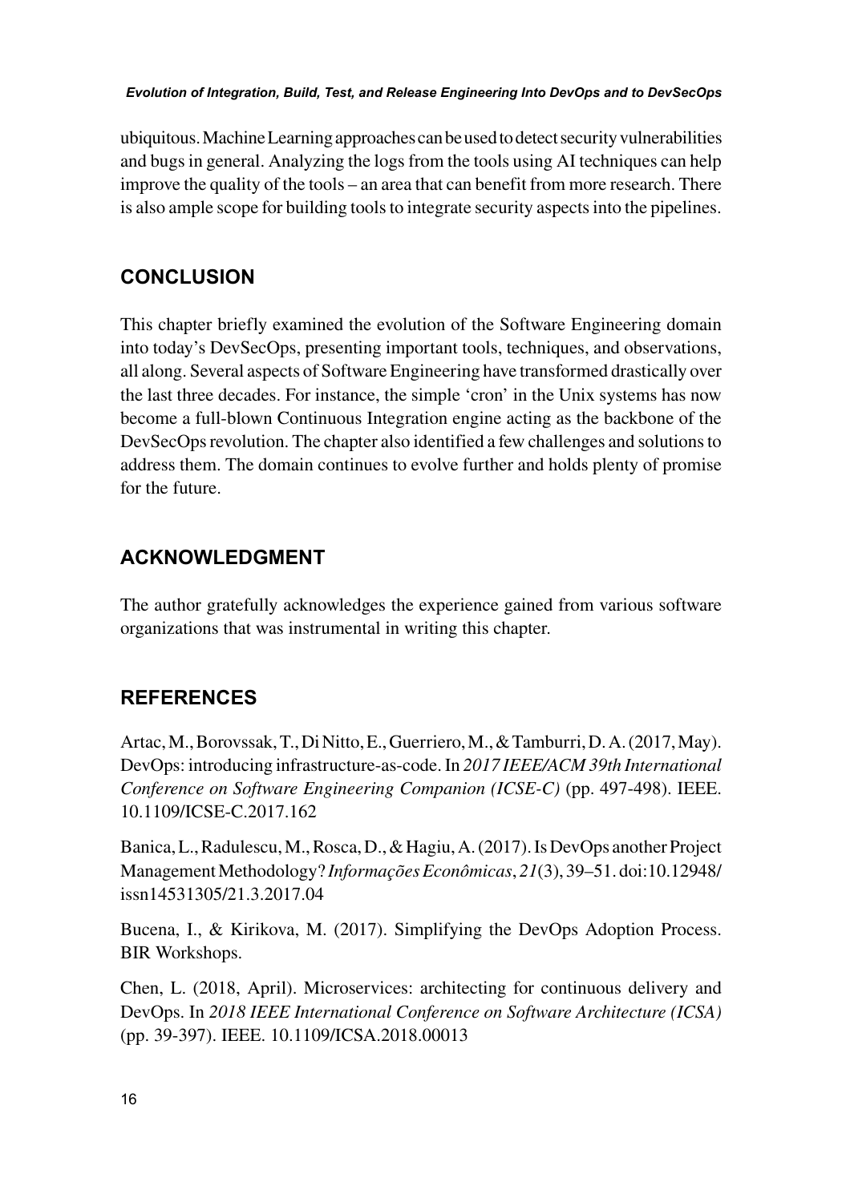ubiquitous. Machine Learning approaches can be used to detect security vulnerabilities and bugs in general. Analyzing the logs from the tools using AI techniques can help improve the quality of the tools – an area that can benefit from more research. There is also ample scope for building tools to integrate security aspects into the pipelines.

## CONCLUSION

This chapter briefly examined the evolution of the Software Engineering domain into today's DevSecOps, presenting important tools, techniques, and observations, all along. Several aspects of Software Engineering have transformed drastically over the last three decades. For instance, the simple 'cron' in the Unix systems has now become a full-blown Continuous Integration engine acting as the backbone of the DevSecOps revolution. The chapter also identified a few challenges and solutions to address them. The domain continues to evolve further and holds plenty of promise for the future.

## ACKNOWLEDGMENT

The author gratefully acknowledges the experience gained from various software organizations that was instrumental in writing this chapter.

## REFERENCES

Artac, M., Borovssak, T., Di Nitto, E., Guerriero, M., & Tamburri, D. A. (2017, May). DevOps: introducing infrastructure-as-code. In *2017 IEEE/ACM 39th International Conference on Software Engineering Companion (ICSE-C)* (pp. 497-498). IEEE. 10.1109/ICSE-C.2017.162

Banica, L., Radulescu, M., Rosca, D., & Hagiu, A. (2017). Is DevOps another Project Management Methodology? *Informações Econômicas*, *21*(3), 39–51. doi:10.12948/issn14531305/21.3.2017.04

Bucena, I., & Kirikova, M. (2017). Simplifying the DevOps Adoption Process. BIR Workshops.

Chen, L. (2018, April). Microservices: architecting for continuous delivery and DevOps. In *2018 IEEE International Conference on Software Architecture (ICSA)* (pp. 39-397). IEEE. 10.1109/ICSA.2018.00013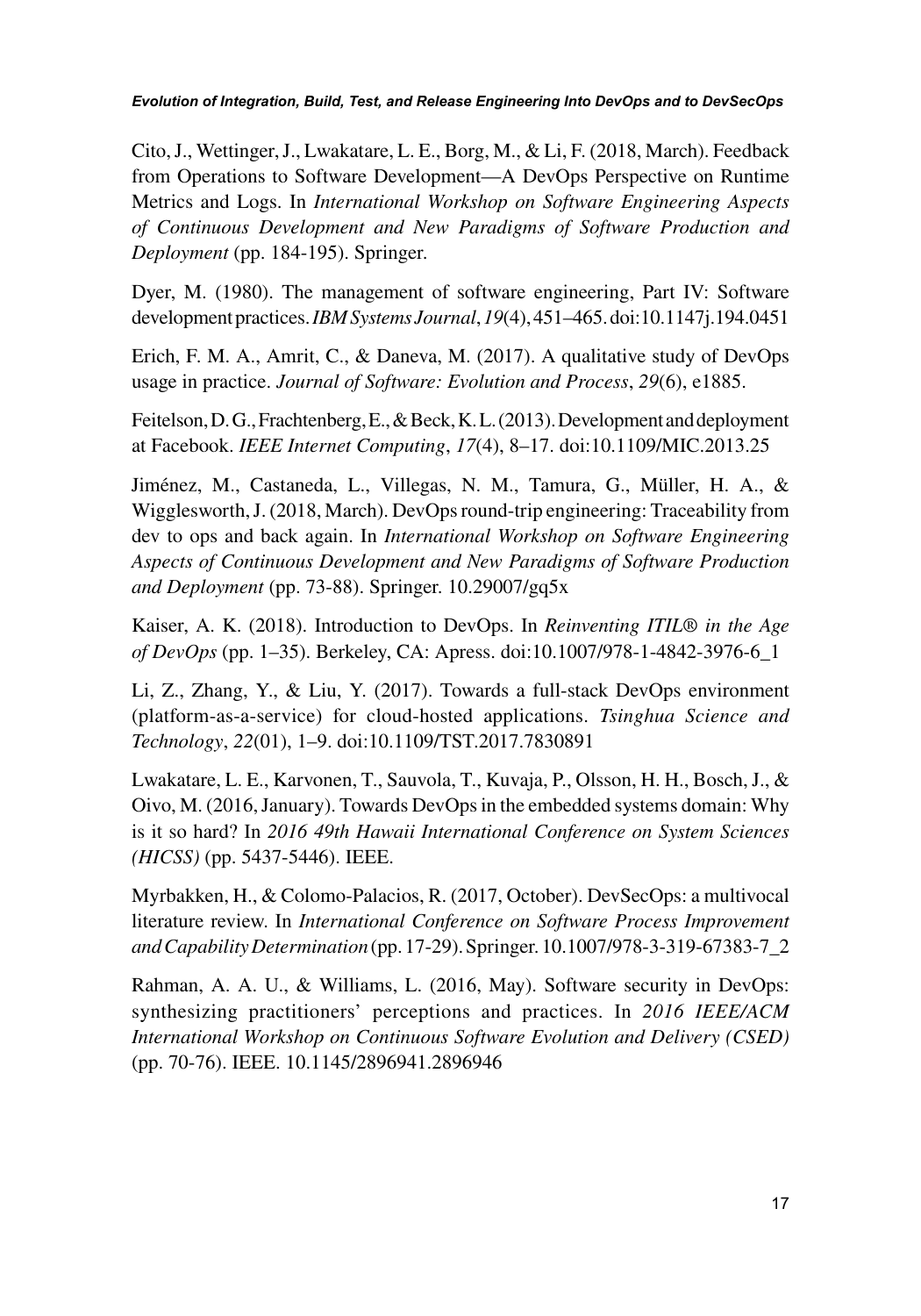Cito, J., Wettinger, J., Lwakatare, L. E., Borg, M., & Li, F. (2018, March). Feedback from Operations to Software Development—A DevOps Perspective on Runtime Metrics and Logs. In *International Workshop on Software Engineering Aspects of Continuous Development and New Paradigms of Software Production and Deployment* (pp. 184-195). Springer.

Dyer, M. (1980). The management of software engineering, Part IV: Software development practices. *IBM Systems Journal*, *19*(4), 451–465. doi:10.1147j.194.0451

Erich, F. M. A., Amrit, C., & Daneva, M. (2017). A qualitative study of DevOps usage in practice. *Journal of Software: Evolution and Process*, *29*(6), e1885.

Feitelson, D. G., Frachtenberg, E., & Beck, K. L. (2013). Development and deployment at Facebook. *IEEE Internet Computing*, *17*(4), 8–17. doi:10.1109/MIC.2013.25

Jiménez, M., Castaneda, L., Villegas, N. M., Tamura, G., Müller, H. A., & Wigglesworth, J. (2018, March). DevOps round-trip engineering: Traceability from dev to ops and back again. In *International Workshop on Software Engineering Aspects of Continuous Development and New Paradigms of Software Production and Deployment* (pp. 73-88). Springer. 10.29007/gq5x

Kaiser, A. K. (2018). Introduction to DevOps. In *Reinventing ITIL® in the Age of DevOps* (pp. 1–35). Berkeley, CA: Apress. doi:10.1007/978-1-4842-3976-6_1

Li, Z., Zhang, Y., & Liu, Y. (2017). Towards a full-stack DevOps environment (platform-as-a-service) for cloud-hosted applications. *Tsinghua Science and Technology*, *22*(01), 1–9. doi:10.1109/TST.2017.7830891

Lwakatare, L. E., Karvonen, T., Sauvola, T., Kuvaja, P., Olsson, H. H., Bosch, J., & Oivo, M. (2016, January). Towards DevOps in the embedded systems domain: Why is it so hard? In *2016 49th Hawaii International Conference on System Sciences (HICSS)* (pp. 5437-5446). IEEE.

Myrbakken, H., & Colomo-Palacios, R. (2017, October). DevSecOps: a multivocal literature review. In *International Conference on Software Process Improvement and Capability Determination* (pp. 17-29). Springer. 10.1007/978-3-319-67383-7_2

Rahman, A. A. U., & Williams, L. (2016, May). Software security in DevOps: synthesizing practitioners' perceptions and practices. In *2016 IEEE/ACM International Workshop on Continuous Software Evolution and Delivery (CSED)* (pp. 70-76). IEEE. 10.1145/2896941.2896946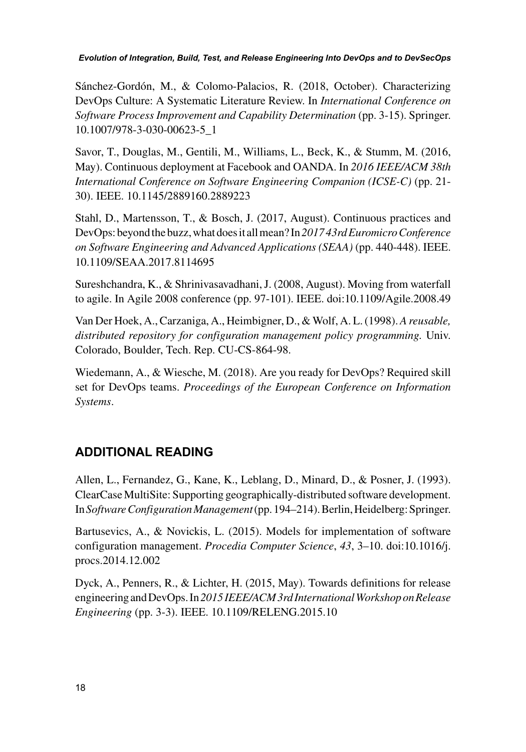Sánchez-Gordón, M., & Colomo-Palacios, R. (2018, October). Characterizing DevOps Culture: A Systematic Literature Review. In *International Conference on Software Process Improvement and Capability Determination* (pp. 3-15). Springer. 10.1007/978-3-030-00623-5_1

Savor, T., Douglas, M., Gentili, M., Williams, L., Beck, K., & Stumm, M. (2016, May). Continuous deployment at Facebook and OANDA. In *2016 IEEE/ACM 38th International Conference on Software Engineering Companion (ICSE-C)* (pp. 21-30). IEEE. 10.1145/2889160.2889223

Stahl, D., Martensson, T., & Bosch, J. (2017, August). Continuous practices and DevOps: beyond the buzz, what does it all mean? In *2017 43rd Euromicro Conference on Software Engineering and Advanced Applications (SEAA)* (pp. 440-448). IEEE. 10.1109/SEAA.2017.8114695

Sureshchandra, K., & Shrinivasavadhani, J. (2008, August). Moving from waterfall to agile. In Agile 2008 conference (pp. 97-101). IEEE. doi:10.1109/Agile.2008.49

Van Der Hoek, A., Carzaniga, A., Heimbigner, D., & Wolf, A. L. (1998). *A reusable, distributed repository for configuration management policy programming*. Univ. Colorado, Boulder, Tech. Rep. CU-CS-864-98.

Wiedemann, A., & Wiesche, M. (2018). Are you ready for DevOps? Required skill set for DevOps teams. *Proceedings of the European Conference on Information Systems*.

## ADDITIONAL READING

Allen, L., Fernandez, G., Kane, K., Leblang, D., Minard, D., & Posner, J. (1993). ClearCase MultiSite: Supporting geographically-distributed software development. In *Software Configuration Management* (pp. 194–214). Berlin, Heidelberg: Springer.

Bartusevics, A., & Novickis, L. (2015). Models for implementation of software configuration management. *Procedia Computer Science*, *43*, 3–10. doi:10.1016/j.procs.2014.12.002

Dyck, A., Penners, R., & Lichter, H. (2015, May). Towards definitions for release engineering and DevOps. In *2015 IEEE/ACM 3rd International Workshop on Release Engineering* (pp. 3-3). IEEE. 10.1109/RELENG.2015.10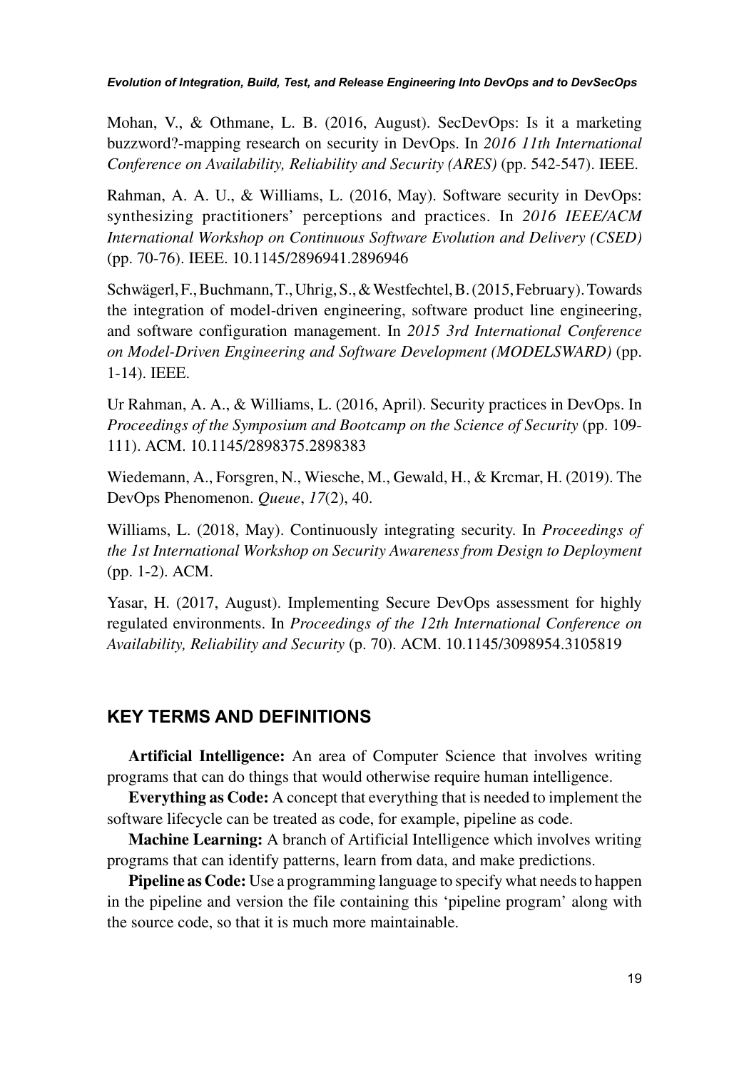Mohan, V., & Othmane, L. B. (2016, August). SecDevOps: Is it a marketing buzzword?-mapping research on security in DevOps. In *2016 11th International Conference on Availability, Reliability and Security (ARES)* (pp. 542-547). IEEE.

Rahman, A. A. U., & Williams, L. (2016, May). Software security in DevOps: synthesizing practitioners' perceptions and practices. In *2016 IEEE/ACM International Workshop on Continuous Software Evolution and Delivery (CSED)* (pp. 70-76). IEEE. 10.1145/2896941.2896946

Schwägerl, F., Buchmann, T., Uhrig, S., & Westfechtel, B. (2015, February). Towards the integration of model-driven engineering, software product line engineering, and software configuration management. In *2015 3rd International Conference on Model-Driven Engineering and Software Development (MODELSWARD)* (pp. 1-14). IEEE.

Ur Rahman, A. A., & Williams, L. (2016, April). Security practices in DevOps. In *Proceedings of the Symposium and Bootcamp on the Science of Security* (pp. 109-111). ACM. 10.1145/2898375.2898383

Wiedemann, A., Forsgren, N., Wiesche, M., Gewald, H., & Krcmar, H. (2019). The DevOps Phenomenon. *Queue*, *17*(2), 40.

Williams, L. (2018, May). Continuously integrating security. In *Proceedings of the 1st International Workshop on Security Awareness from Design to Deployment* (pp. 1-2). ACM.

Yasar, H. (2017, August). Implementing Secure DevOps assessment for highly regulated environments. In *Proceedings of the 12th International Conference on Availability, Reliability and Security* (p. 70). ACM. 10.1145/3098954.3105819

## KEY TERMS AND DEFINITIONS

**Artificial Intelligence:** An area of Computer Science that involves writing programs that can do things that would otherwise require human intelligence.

**Everything as Code:** A concept that everything that is needed to implement the software lifecycle can be treated as code, for example, pipeline as code.

**Machine Learning:** A branch of Artificial Intelligence which involves writing programs that can identify patterns, learn from data, and make predictions.

**Pipeline as Code:** Use a programming language to specify what needs to happen in the pipeline and version the file containing this 'pipeline program' along with the source code, so that it is much more maintainable.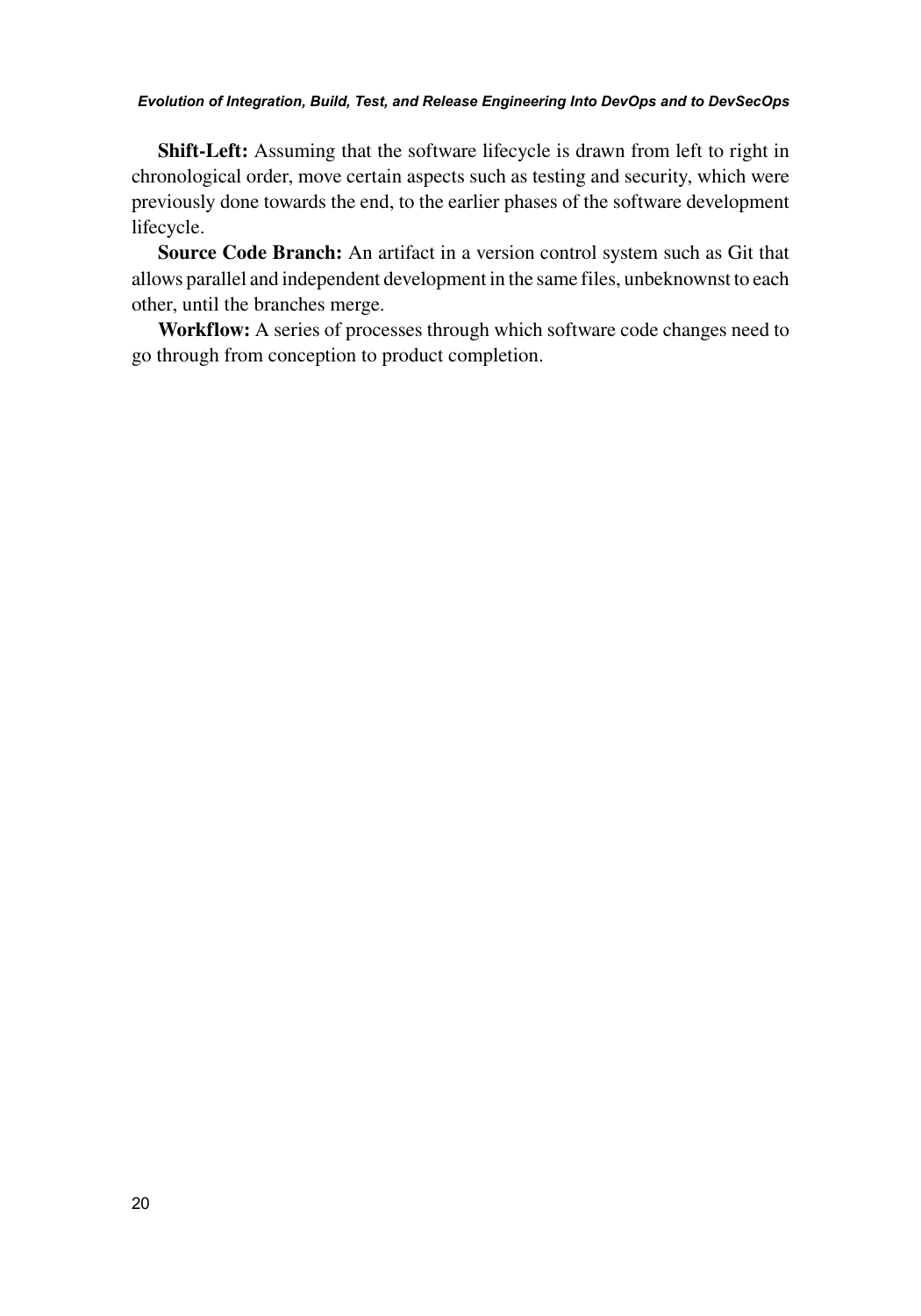**Shift-Left:** Assuming that the software lifecycle is drawn from left to right in chronological order, move certain aspects such as testing and security, which were previously done towards the end, to the earlier phases of the software development lifecycle.

**Source Code Branch:** An artifact in a version control system such as Git that allows parallel and independent development in the same files, unbeknownst to each other, until the branches merge.

**Workflow:** A series of processes through which software code changes need to go through from conception to product completion.